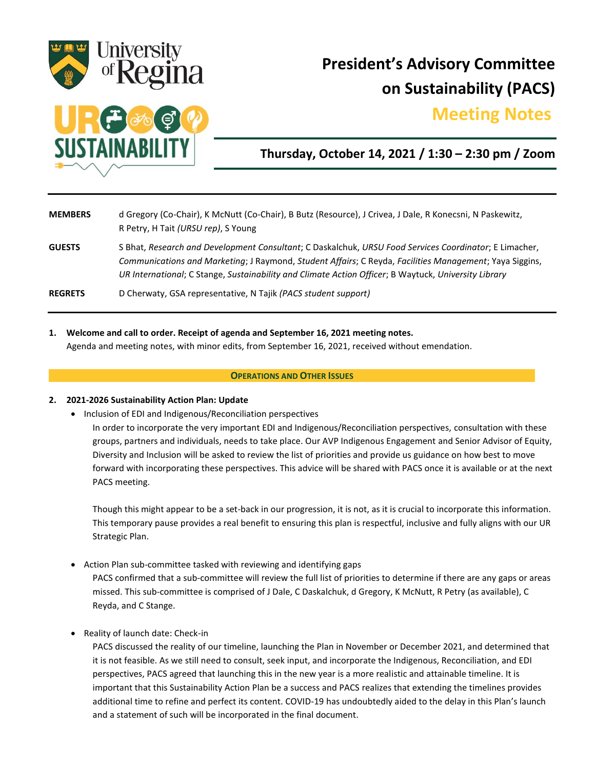# President's Advisory Committee on Sustainability (PACS)

## Meeting Notes

**Thursday, October 14, 2021 / 1:30 – 2:30 pm / Zoom**

| | |
|---|---|
| **MEMBERS** | d Gregory (Co-Chair), K McNutt (Co-Chair), B Butz (Resource), J Crivea, J Dale, R Konecsni, N Paskewitz, R Petry, H Tait *(URSU rep)*, S Young |
| **GUESTS** | S Bhat, *Research and Development Consultant*; C Daskalchuk, *URSU Food Services Coordinator*; E Limacher, *Communications and Marketing*; J Raymond, *Student Affairs*; C Reyda, *Facilities Management*; Yaya Siggins, *UR International*; C Stange, *Sustainability and Climate Action Officer*; B Waytuck, *University Library* |
| **REGRETS** | D Cherwaty, GSA representative, N Tajik *(PACS student support)* |

1. **Welcome and call to order. Receipt of agenda and September 16, 2021 meeting notes.**
   Agenda and meeting notes, with minor edits, from September 16, 2021, received without emendation.

**OPERATIONS AND OTHER ISSUES**

2. **2021-2026 Sustainability Action Plan: Update**
   - Inclusion of EDI and Indigenous/Reconciliation perspectives

     In order to incorporate the very important EDI and Indigenous/Reconciliation perspectives, consultation with these groups, partners and individuals, needs to take place. Our AVP Indigenous Engagement and Senior Advisor of Equity, Diversity and Inclusion will be asked to review the list of priorities and provide us guidance on how best to move forward with incorporating these perspectives. This advice will be shared with PACS once it is available or at the next PACS meeting.

     Though this might appear to be a set-back in our progression, it is not, as it is crucial to incorporate this information. This temporary pause provides a real benefit to ensuring this plan is respectful, inclusive and fully aligns with our UR Strategic Plan.

   - Action Plan sub-committee tasked with reviewing and identifying gaps

     PACS confirmed that a sub-committee will review the full list of priorities to determine if there are any gaps or areas missed. This sub-committee is comprised of J Dale, C Daskalchuk, d Gregory, K McNutt, R Petry (as available), C Reyda, and C Stange.

   - Reality of launch date: Check-in

     PACS discussed the reality of our timeline, launching the Plan in November or December 2021, and determined that it is not feasible. As we still need to consult, seek input, and incorporate the Indigenous, Reconciliation, and EDI perspectives, PACS agreed that launching this in the new year is a more realistic and attainable timeline. It is important that this Sustainability Action Plan be a success and PACS realizes that extending the timelines provides additional time to refine and perfect its content. COVID-19 has undoubtedly aided to the delay in this Plan's launch and a statement of such will be incorporated in the final document.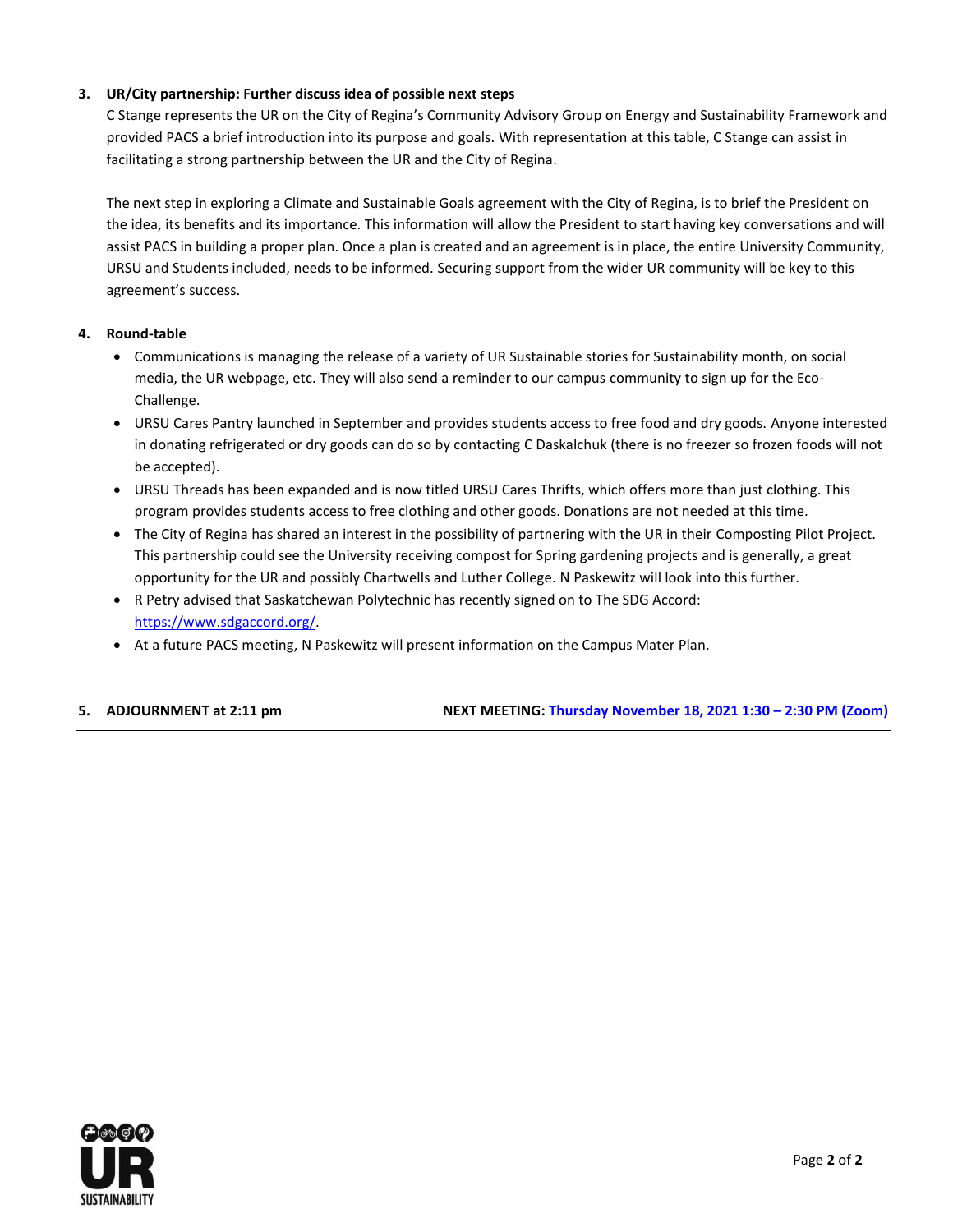**3. UR/City partnership: Further discuss idea of possible next steps**

C Stange represents the UR on the City of Regina's Community Advisory Group on Energy and Sustainability Framework and provided PACS a brief introduction into its purpose and goals. With representation at this table, C Stange can assist in facilitating a strong partnership between the UR and the City of Regina.

The next step in exploring a Climate and Sustainable Goals agreement with the City of Regina, is to brief the President on the idea, its benefits and its importance. This information will allow the President to start having key conversations and will assist PACS in building a proper plan. Once a plan is created and an agreement is in place, the entire University Community, URSU and Students included, needs to be informed. Securing support from the wider UR community will be key to this agreement's success.

**4. Round-table**

- Communications is managing the release of a variety of UR Sustainable stories for Sustainability month, on social media, the UR webpage, etc. They will also send a reminder to our campus community to sign up for the Eco-Challenge.
- URSU Cares Pantry launched in September and provides students access to free food and dry goods. Anyone interested in donating refrigerated or dry goods can do so by contacting C Daskalchuk (there is no freezer so frozen foods will not be accepted).
- URSU Threads has been expanded and is now titled URSU Cares Thrifts, which offers more than just clothing. This program provides students access to free clothing and other goods. Donations are not needed at this time.
- The City of Regina has shared an interest in the possibility of partnering with the UR in their Composting Pilot Project. This partnership could see the University receiving compost for Spring gardening projects and is generally, a great opportunity for the UR and possibly Chartwells and Luther College. N Paskewitz will look into this further.
- R Petry advised that Saskatchewan Polytechnic has recently signed on to The SDG Accord: https://www.sdgaccord.org/.
- At a future PACS meeting, N Paskewitz will present information on the Campus Mater Plan.

**5. ADJOURNMENT at 2:11 pm** **NEXT MEETING: Thursday November 18, 2021 1:30 – 2:30 PM (Zoom)**